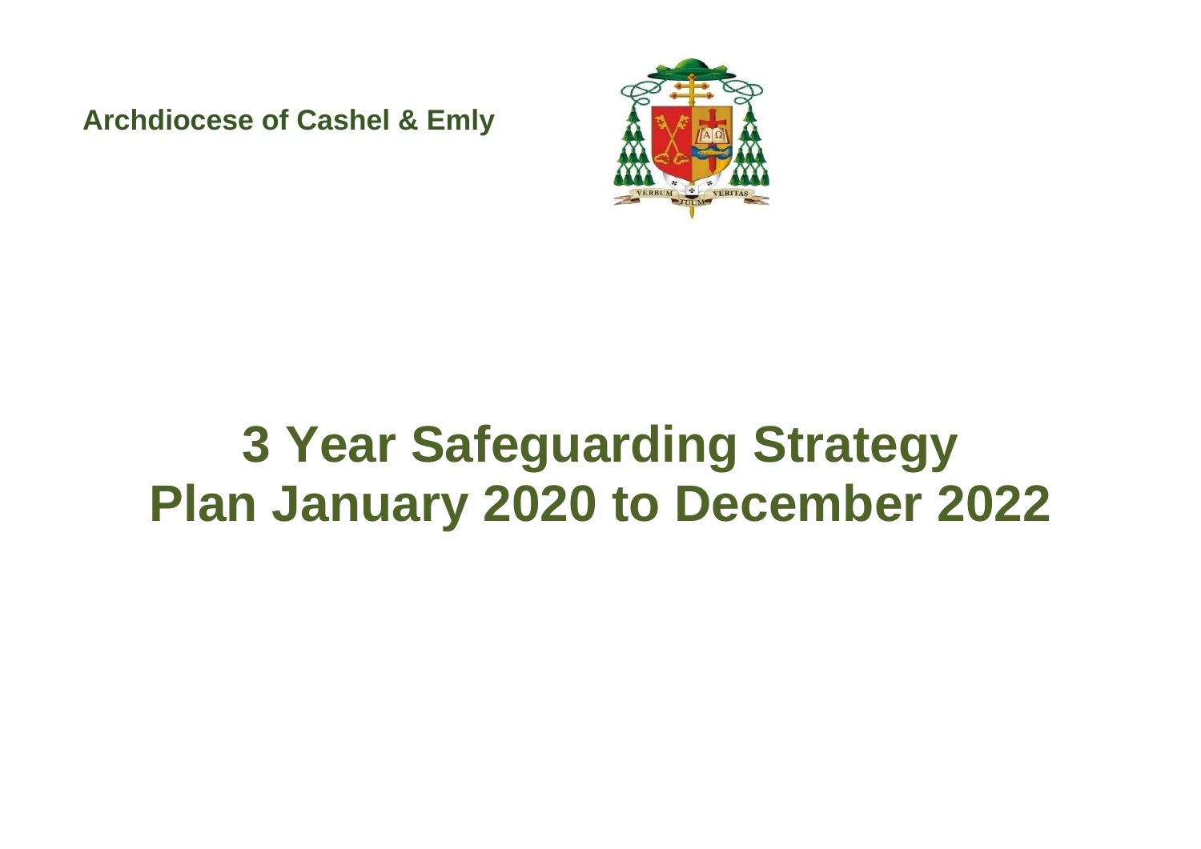**Archdiocese of Cashel & Emly**

# 3 Year Safeguarding Strategy Plan January 2020 to December 2022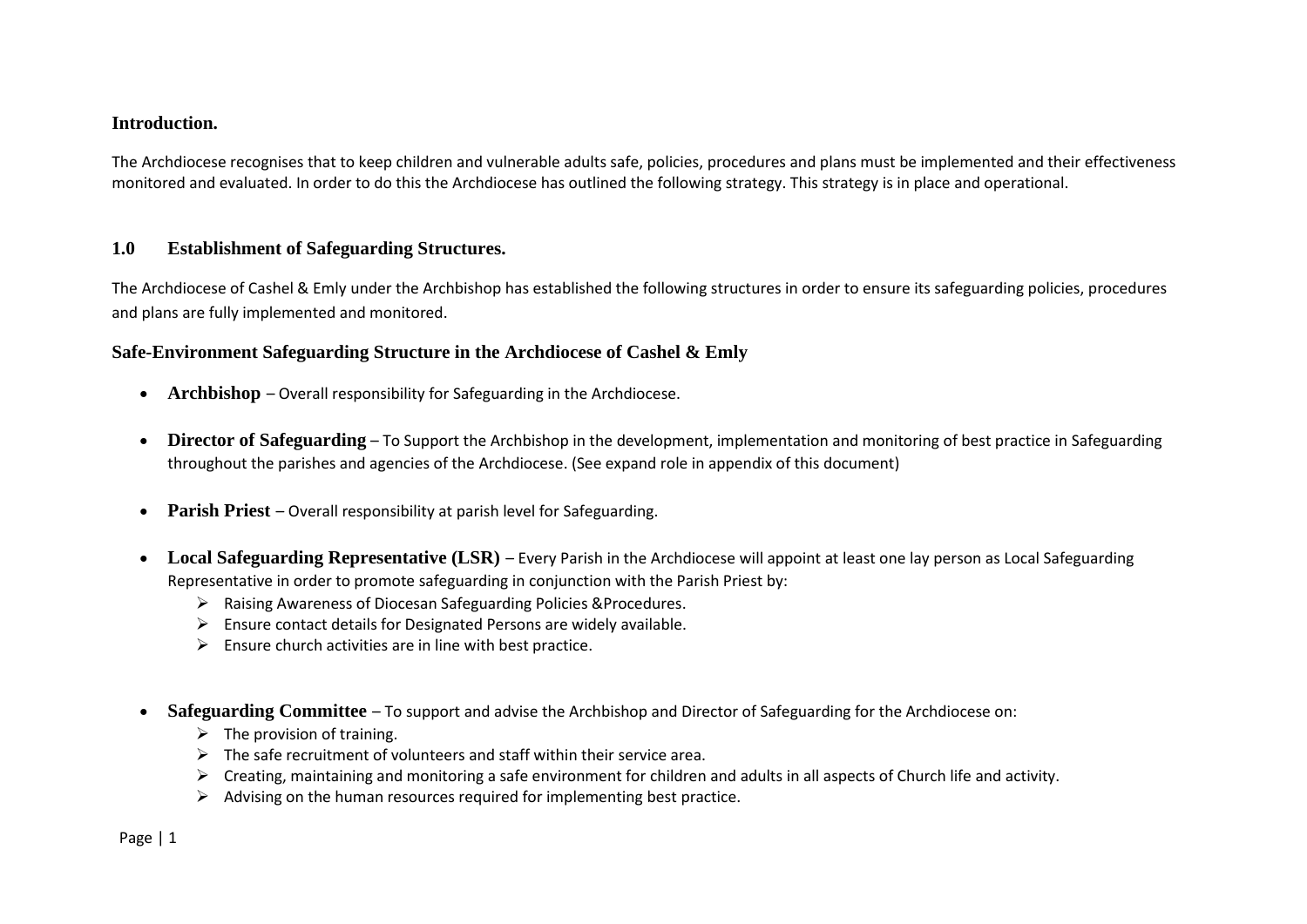## Introduction.

The Archdiocese recognises that to keep children and vulnerable adults safe, policies, procedures and plans must be implemented and their effectiveness monitored and evaluated. In order to do this the Archdiocese has outlined the following strategy. This strategy is in place and operational.

## 1.0 Establishment of Safeguarding Structures.

The Archdiocese of Cashel & Emly under the Archbishop has established the following structures in order to ensure its safeguarding policies, procedures and plans are fully implemented and monitored.

### Safe-Environment Safeguarding Structure in the Archdiocese of Cashel & Emly

- **Archbishop** – Overall responsibility for Safeguarding in the Archdiocese.
- **Director of Safeguarding** – To Support the Archbishop in the development, implementation and monitoring of best practice in Safeguarding throughout the parishes and agencies of the Archdiocese. (See expand role in appendix of this document)
- **Parish Priest** – Overall responsibility at parish level for Safeguarding.
- **Local Safeguarding Representative (LSR)** – Every Parish in the Archdiocese will appoint at least one lay person as Local Safeguarding Representative in order to promote safeguarding in conjunction with the Parish Priest by:
  - Raising Awareness of Diocesan Safeguarding Policies &Procedures.
  - Ensure contact details for Designated Persons are widely available.
  - Ensure church activities are in line with best practice.
- **Safeguarding Committee** – To support and advise the Archbishop and Director of Safeguarding for the Archdiocese on:
  - The provision of training.
  - The safe recruitment of volunteers and staff within their service area.
  - Creating, maintaining and monitoring a safe environment for children and adults in all aspects of Church life and activity.
  - Advising on the human resources required for implementing best practice.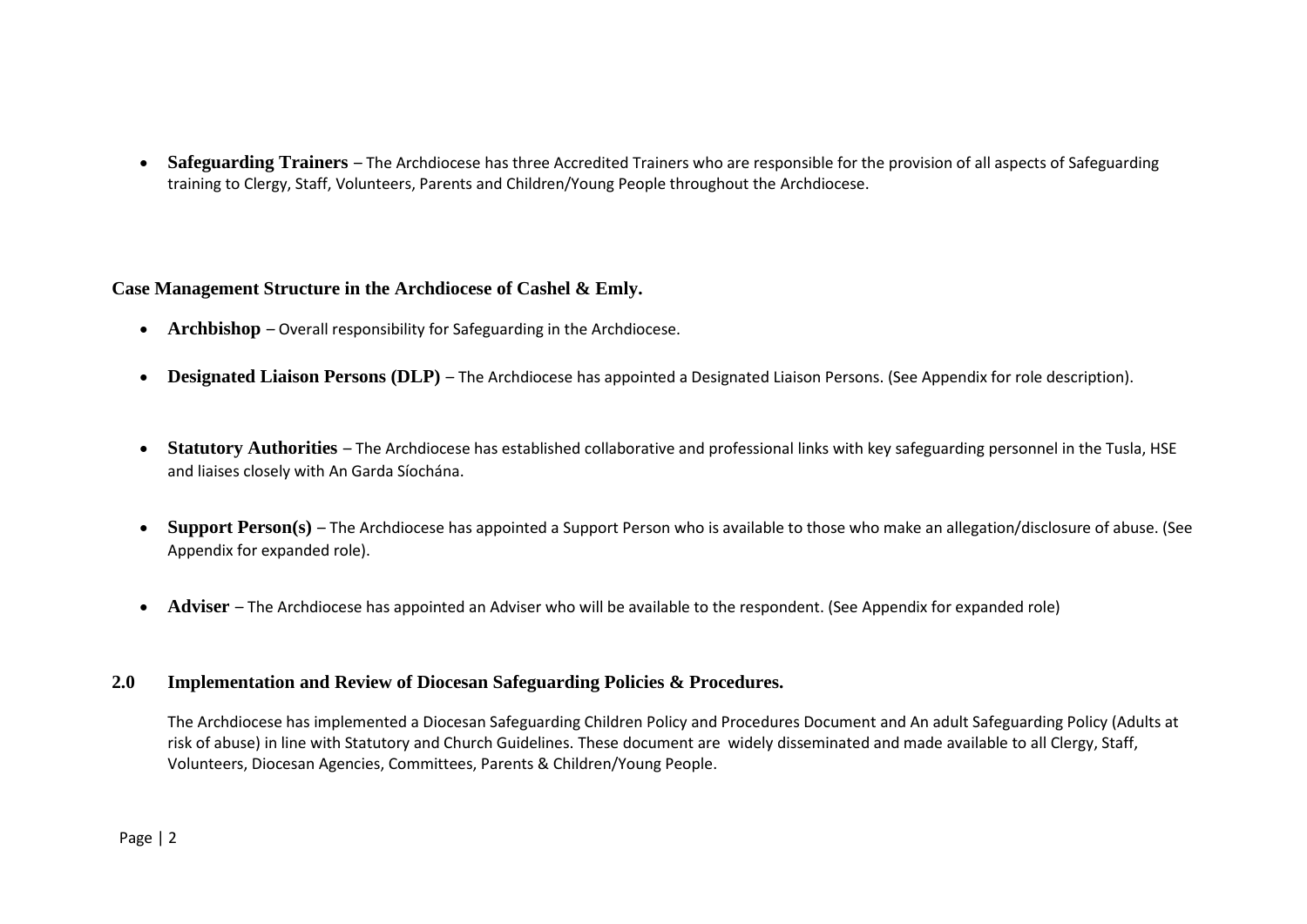- **Safeguarding Trainers** – The Archdiocese has three Accredited Trainers who are responsible for the provision of all aspects of Safeguarding training to Clergy, Staff, Volunteers, Parents and Children/Young People throughout the Archdiocese.

**Case Management Structure in the Archdiocese of Cashel & Emly.**

- **Archbishop** – Overall responsibility for Safeguarding in the Archdiocese.
- **Designated Liaison Persons (DLP)** – The Archdiocese has appointed a Designated Liaison Persons. (See Appendix for role description).
- **Statutory Authorities** – The Archdiocese has established collaborative and professional links with key safeguarding personnel in the Tusla, HSE and liaises closely with An Garda Síochána.
- **Support Person(s)** – The Archdiocese has appointed a Support Person who is available to those who make an allegation/disclosure of abuse. (See Appendix for expanded role).
- **Adviser** – The Archdiocese has appointed an Adviser who will be available to the respondent. (See Appendix for expanded role)

## 2.0 Implementation and Review of Diocesan Safeguarding Policies & Procedures.

The Archdiocese has implemented a Diocesan Safeguarding Children Policy and Procedures Document and An adult Safeguarding Policy (Adults at risk of abuse) in line with Statutory and Church Guidelines. These document are widely disseminated and made available to all Clergy, Staff, Volunteers, Diocesan Agencies, Committees, Parents & Children/Young People.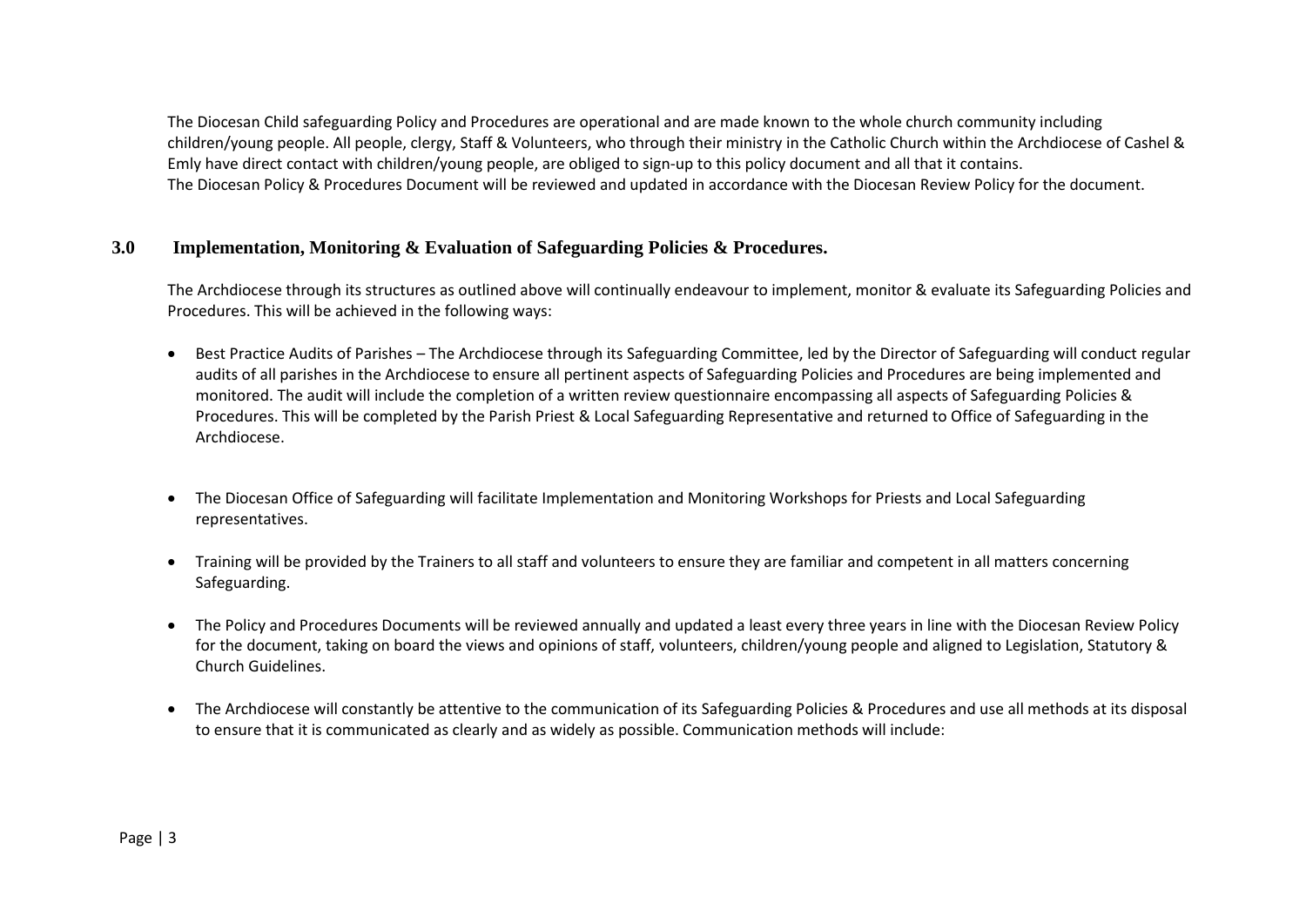The Diocesan Child safeguarding Policy and Procedures are operational and are made known to the whole church community including children/young people. All people, clergy, Staff & Volunteers, who through their ministry in the Catholic Church within the Archdiocese of Cashel & Emly have direct contact with children/young people, are obliged to sign-up to this policy document and all that it contains.
The Diocesan Policy & Procedures Document will be reviewed and updated in accordance with the Diocesan Review Policy for the document.

## 3.0 Implementation, Monitoring & Evaluation of Safeguarding Policies & Procedures.

The Archdiocese through its structures as outlined above will continually endeavour to implement, monitor & evaluate its Safeguarding Policies and Procedures. This will be achieved in the following ways:

- Best Practice Audits of Parishes – The Archdiocese through its Safeguarding Committee, led by the Director of Safeguarding will conduct regular audits of all parishes in the Archdiocese to ensure all pertinent aspects of Safeguarding Policies and Procedures are being implemented and monitored. The audit will include the completion of a written review questionnaire encompassing all aspects of Safeguarding Policies & Procedures. This will be completed by the Parish Priest & Local Safeguarding Representative and returned to Office of Safeguarding in the Archdiocese.

- The Diocesan Office of Safeguarding will facilitate Implementation and Monitoring Workshops for Priests and Local Safeguarding representatives.

- Training will be provided by the Trainers to all staff and volunteers to ensure they are familiar and competent in all matters concerning Safeguarding.

- The Policy and Procedures Documents will be reviewed annually and updated a least every three years in line with the Diocesan Review Policy for the document, taking on board the views and opinions of staff, volunteers, children/young people and aligned to Legislation, Statutory & Church Guidelines.

- The Archdiocese will constantly be attentive to the communication of its Safeguarding Policies & Procedures and use all methods at its disposal to ensure that it is communicated as clearly and as widely as possible. Communication methods will include: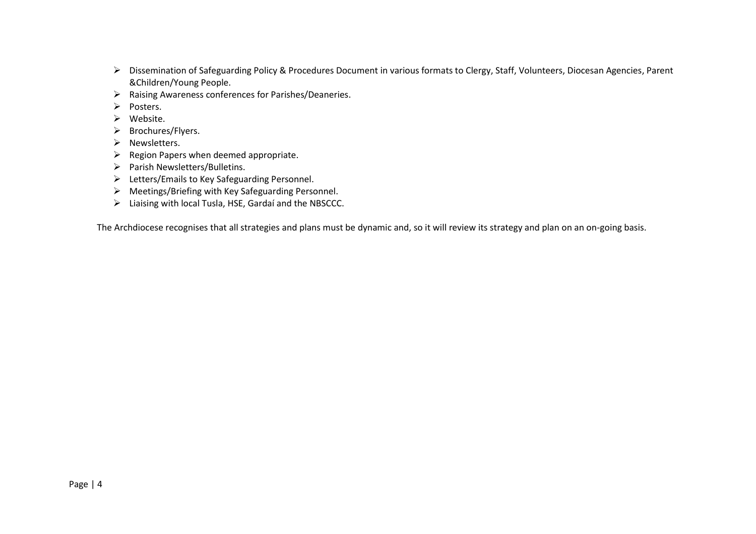- Dissemination of Safeguarding Policy & Procedures Document in various formats to Clergy, Staff, Volunteers, Diocesan Agencies, Parent &Children/Young People.
- Raising Awareness conferences for Parishes/Deaneries.
- Posters.
- Website.
- Brochures/Flyers.
- Newsletters.
- Region Papers when deemed appropriate.
- Parish Newsletters/Bulletins.
- Letters/Emails to Key Safeguarding Personnel.
- Meetings/Briefing with Key Safeguarding Personnel.
- Liaising with local Tusla, HSE, Gardaí and the NBSCCC.

The Archdiocese recognises that all strategies and plans must be dynamic and, so it will review its strategy and plan on an on-going basis.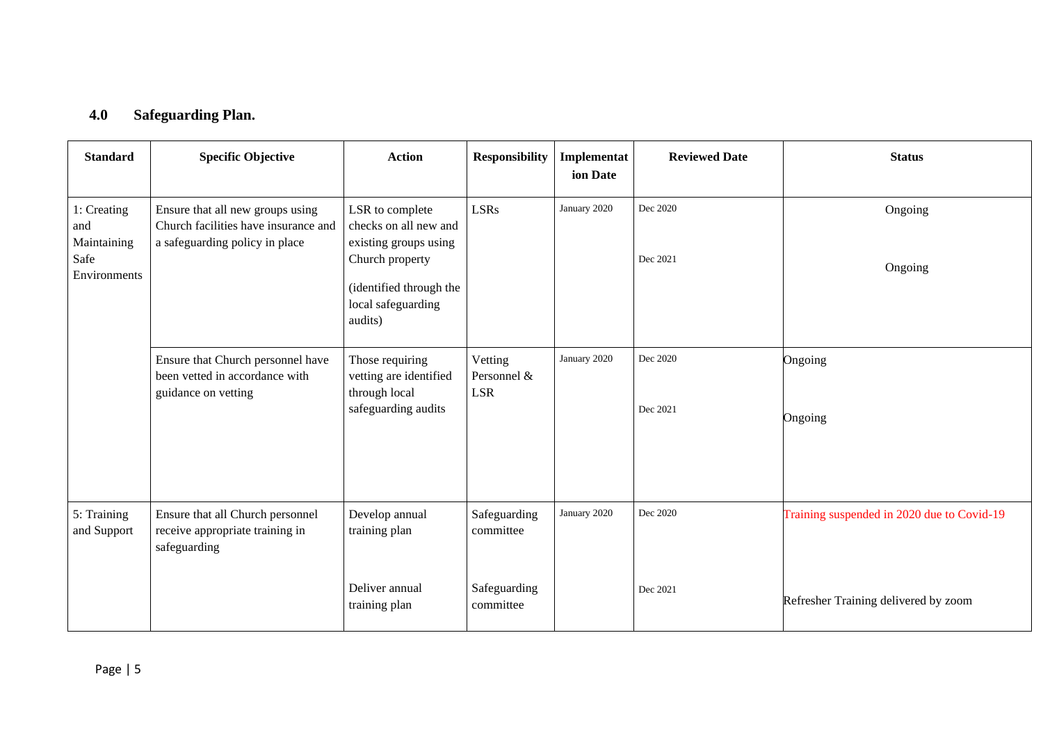## 4.0 Safeguarding Plan.

| Standard | Specific Objective | Action | Responsibility | Implementation Date | Reviewed Date | Status |
|---|---|---|---|---|---|---|
| 1: Creating and Maintaining Safe Environments | Ensure that all new groups using Church facilities have insurance and a safeguarding policy in place | LSR to complete checks on all new and existing groups using Church property (identified through the local safeguarding audits) | LSRs | January 2020 | Dec 2020 | Ongoing |
| | | | | | Dec 2021 | Ongoing |
| | Ensure that Church personnel have been vetted in accordance with guidance on vetting | Those requiring vetting are identified through local safeguarding audits | Vetting Personnel & LSR | January 2020 | Dec 2020 | Ongoing |
| | | | | | Dec 2021 | Ongoing |
| 5: Training and Support | Ensure that all Church personnel receive appropriate training in safeguarding | Develop annual training plan | Safeguarding committee | January 2020 | Dec 2020 | Training suspended in 2020 due to Covid-19 |
| | | Deliver annual training plan | Safeguarding committee | | Dec 2021 | Refresher Training delivered by zoom |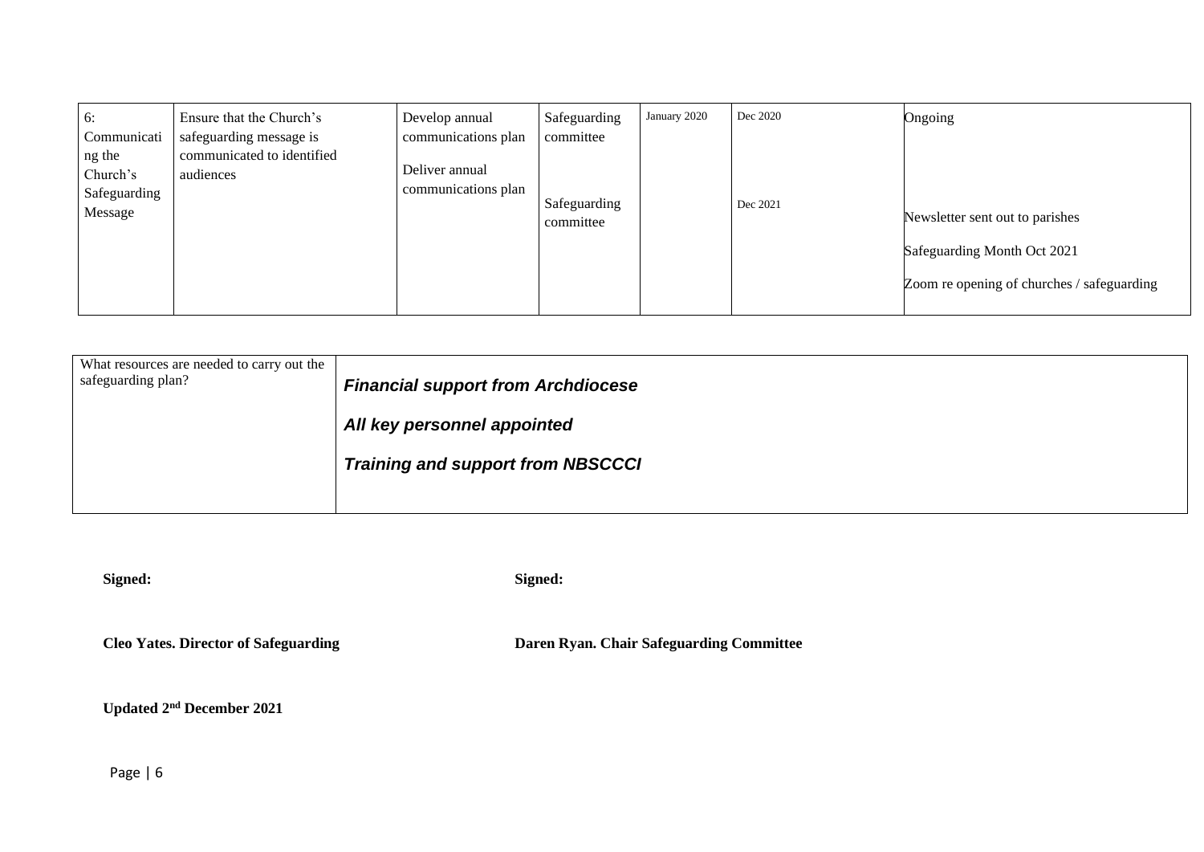| 6: Communicating the Church's Safeguarding Message | Ensure that the Church's safeguarding message is communicated to identified audiences | Develop annual communications plan | Safeguarding committee | January 2020 | Dec 2020 | Ongoing |
|---|---|---|---|---|---|---|
| | | Deliver annual communications plan | Safeguarding committee | | Dec 2021 | Newsletter sent out to parishes<br><br>Safeguarding Month Oct 2021<br><br>Zoom re opening of churches / safeguarding |

| What resources are needed to carry out the safeguarding plan? | ***Financial support from Archdiocese***<br><br>***All key personnel appointed***<br><br>***Training and support from NBSCCCI*** |
|---|---|

**Signed:**

**Cleo Yates. Director of Safeguarding**

**Signed:**

**Daren Ryan. Chair Safeguarding Committee**

**Updated 2nd December 2021**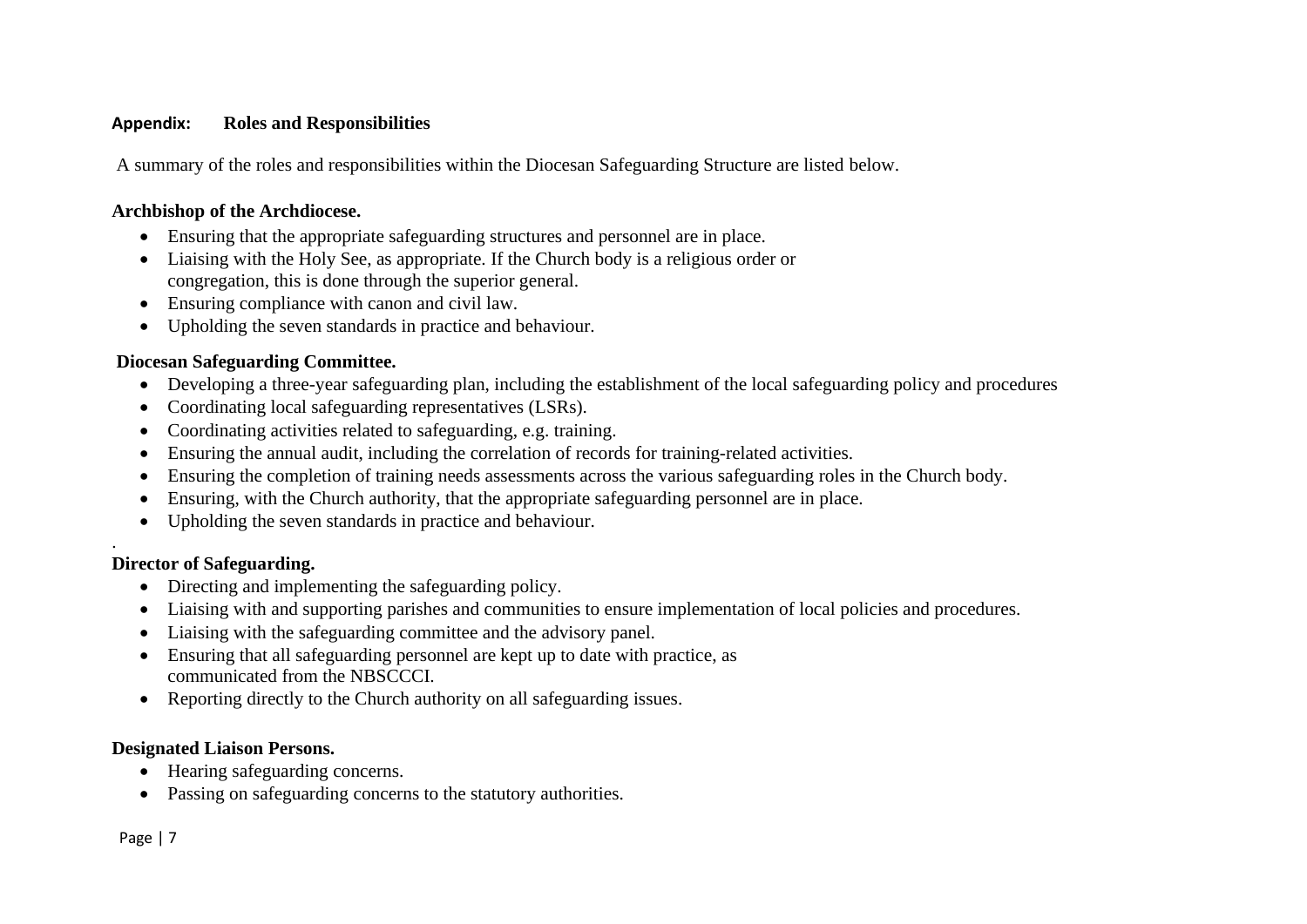## Appendix: Roles and Responsibilities

A summary of the roles and responsibilities within the Diocesan Safeguarding Structure are listed below.

**Archbishop of the Archdiocese.**

- Ensuring that the appropriate safeguarding structures and personnel are in place.
- Liaising with the Holy See, as appropriate. If the Church body is a religious order or congregation, this is done through the superior general.
- Ensuring compliance with canon and civil law.
- Upholding the seven standards in practice and behaviour.

**Diocesan Safeguarding Committee.**

- Developing a three-year safeguarding plan, including the establishment of the local safeguarding policy and procedures
- Coordinating local safeguarding representatives (LSRs).
- Coordinating activities related to safeguarding, e.g. training.
- Ensuring the annual audit, including the correlation of records for training-related activities.
- Ensuring the completion of training needs assessments across the various safeguarding roles in the Church body.
- Ensuring, with the Church authority, that the appropriate safeguarding personnel are in place.
- Upholding the seven standards in practice and behaviour.

.

**Director of Safeguarding.**

- Directing and implementing the safeguarding policy.
- Liaising with and supporting parishes and communities to ensure implementation of local policies and procedures.
- Liaising with the safeguarding committee and the advisory panel.
- Ensuring that all safeguarding personnel are kept up to date with practice, as communicated from the NBSCCCI.
- Reporting directly to the Church authority on all safeguarding issues.

**Designated Liaison Persons.**

- Hearing safeguarding concerns.
- Passing on safeguarding concerns to the statutory authorities.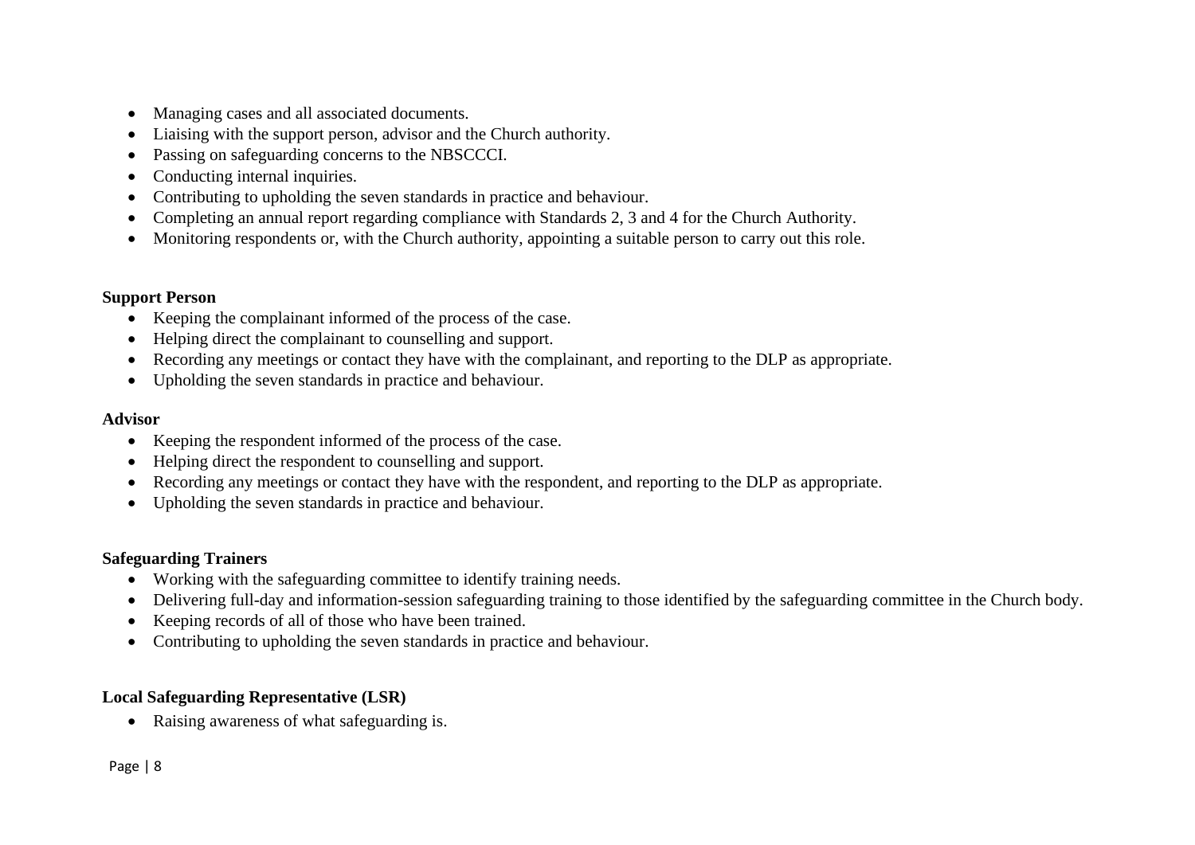- Managing cases and all associated documents.
- Liaising with the support person, advisor and the Church authority.
- Passing on safeguarding concerns to the NBSCCCI.
- Conducting internal inquiries.
- Contributing to upholding the seven standards in practice and behaviour.
- Completing an annual report regarding compliance with Standards 2, 3 and 4 for the Church Authority.
- Monitoring respondents or, with the Church authority, appointing a suitable person to carry out this role.

**Support Person**

- Keeping the complainant informed of the process of the case.
- Helping direct the complainant to counselling and support.
- Recording any meetings or contact they have with the complainant, and reporting to the DLP as appropriate.
- Upholding the seven standards in practice and behaviour.

**Advisor**

- Keeping the respondent informed of the process of the case.
- Helping direct the respondent to counselling and support.
- Recording any meetings or contact they have with the respondent, and reporting to the DLP as appropriate.
- Upholding the seven standards in practice and behaviour.

**Safeguarding Trainers**

- Working with the safeguarding committee to identify training needs.
- Delivering full-day and information-session safeguarding training to those identified by the safeguarding committee in the Church body.
- Keeping records of all of those who have been trained.
- Contributing to upholding the seven standards in practice and behaviour.

**Local Safeguarding Representative (LSR)**

- Raising awareness of what safeguarding is.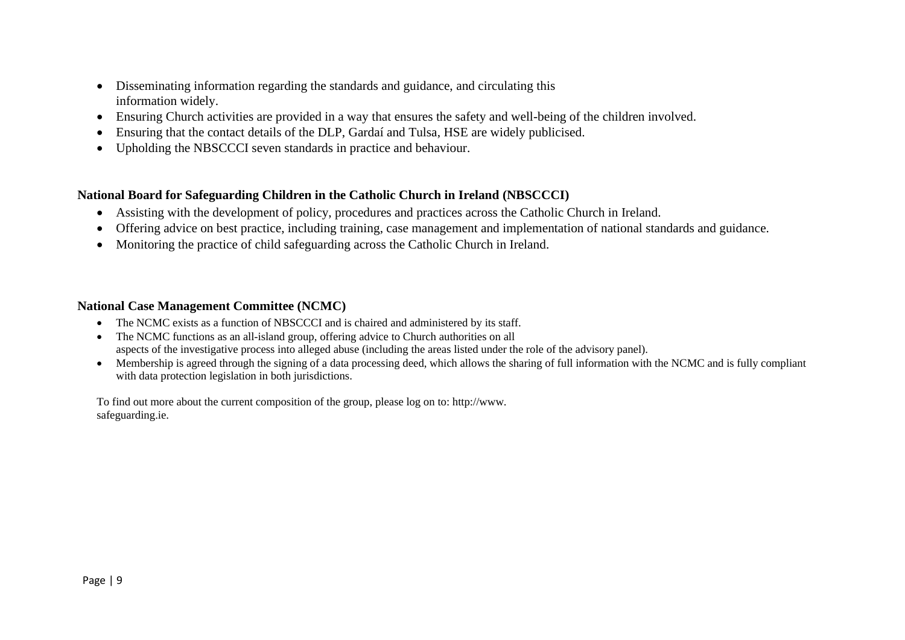- Disseminating information regarding the standards and guidance, and circulating this information widely.
- Ensuring Church activities are provided in a way that ensures the safety and well-being of the children involved.
- Ensuring that the contact details of the DLP, Gardaí and Tulsa, HSE are widely publicised.
- Upholding the NBSCCCI seven standards in practice and behaviour.

**National Board for Safeguarding Children in the Catholic Church in Ireland (NBSCCCI)**

- Assisting with the development of policy, procedures and practices across the Catholic Church in Ireland.
- Offering advice on best practice, including training, case management and implementation of national standards and guidance.
- Monitoring the practice of child safeguarding across the Catholic Church in Ireland.

**National Case Management Committee (NCMC)**

- The NCMC exists as a function of NBSCCCI and is chaired and administered by its staff.
- The NCMC functions as an all-island group, offering advice to Church authorities on all aspects of the investigative process into alleged abuse (including the areas listed under the role of the advisory panel).
- Membership is agreed through the signing of a data processing deed, which allows the sharing of full information with the NCMC and is fully compliant with data protection legislation in both jurisdictions.

To find out more about the current composition of the group, please log on to: http://www.safeguarding.ie.